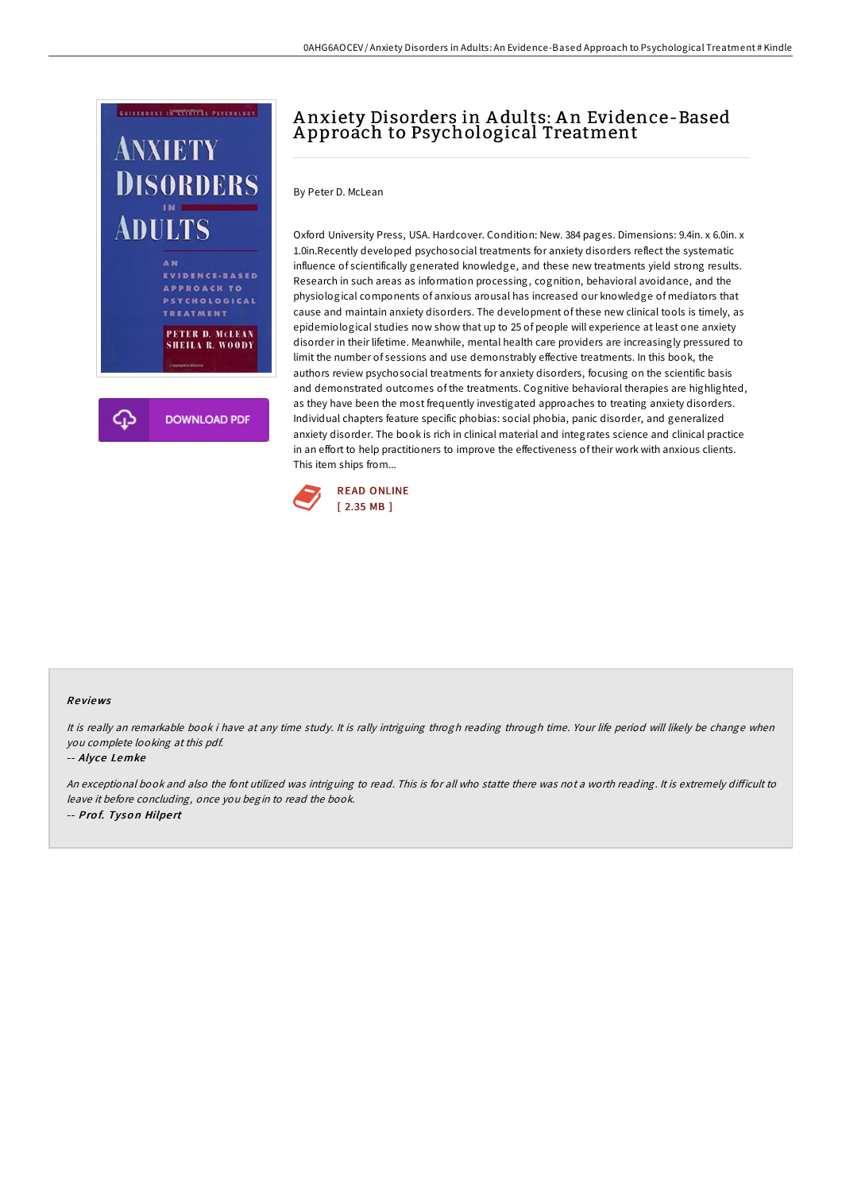# Anxiety Disorders in Adults: An Evidence-Based Approach to Psychological Treatment

By Peter D. McLean

Oxford University Press, USA. Hardcover. Condition: New. 384 pages. Dimensions: 9.4in. x 6.0in. x 1.0in.Recently developed psychosocial treatments for anxiety disorders reflect the systematic influence of scientifically generated knowledge, and these new treatments yield strong results. Research in such areas as information processing, cognition, behavioral avoidance, and the physiological components of anxious arousal has increased our knowledge of mediators that cause and maintain anxiety disorders. The development of these new clinical tools is timely, as epidemiological studies now show that up to 25 of people will experience at least one anxiety disorder in their lifetime. Meanwhile, mental health care providers are increasingly pressured to limit the number of sessions and use demonstrably effective treatments. In this book, the authors review psychosocial treatments for anxiety disorders, focusing on the scientific basis and demonstrated outcomes of the treatments. Cognitive behavioral therapies are highlighted, as they have been the most frequently investigated approaches to treating anxiety disorders. Individual chapters feature specific phobias: social phobia, panic disorder, and generalized anxiety disorder. The book is rich in clinical material and integrates science and clinical practice in an effort to help practitioners to improve the effectiveness of their work with anxious clients. This item ships from...

READ ONLINE
[ 2.35 MB ]

DOWNLOAD PDF

### Reviews

*It is really an remarkable book i have at any time study. It is rally intriguing throgh reading through time. Your life period will likely be change when you complete looking at this pdf.*

-- *Alyce Lemke*

*An exceptional book and also the font utilized was intriguing to read. This is for all who statte there was not a worth reading. It is extremely difficult to leave it before concluding, once you begin to read the book.*

-- *Prof. Tyson Hilpert*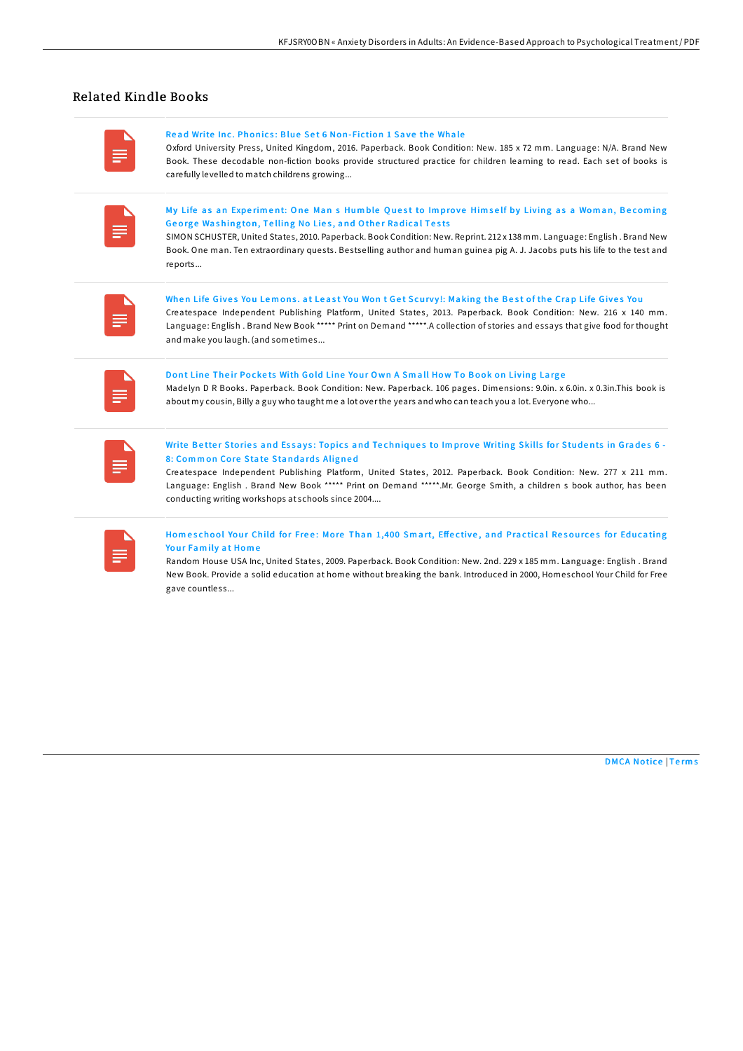## Related Kindle Books

**Read Write Inc. Phonics: Blue Set 6 Non-Fiction 1 Save the Whale**

Oxford University Press, United Kingdom, 2016. Paperback. Book Condition: New. 185 x 72 mm. Language: N/A. Brand New Book. These decodable non-fiction books provide structured practice for children learning to read. Each set of books is carefully levelled to match childrens growing...

**My Life as an Experiment: One Man s Humble Quest to Improve Himself by Living as a Woman, Becoming George Washington, Telling No Lies, and Other Radical Tests**

SIMON SCHUSTER, United States, 2010. Paperback. Book Condition: New. Reprint. 212 x 138 mm. Language: English . Brand New Book. One man. Ten extraordinary quests. Bestselling author and human guinea pig A. J. Jacobs puts his life to the test and reports...

**When Life Gives You Lemons. at Least You Won t Get Scurvy!: Making the Best of the Crap Life Gives You**

Createspace Independent Publishing Platform, United States, 2013. Paperback. Book Condition: New. 216 x 140 mm. Language: English . Brand New Book ***** Print on Demand *****.A collection of stories and essays that give food for thought and make you laugh. (and sometimes...

**Dont Line Their Pockets With Gold Line Your Own A Small How To Book on Living Large**

Madelyn D R Books. Paperback. Book Condition: New. Paperback. 106 pages. Dimensions: 9.0in. x 6.0in. x 0.3in.This book is about my cousin, Billy a guy who taught me a lot over the years and who can teach you a lot. Everyone who...

**Write Better Stories and Essays: Topics and Techniques to Improve Writing Skills for Students in Grades 6 - 8: Common Core State Standards Aligned**

Createspace Independent Publishing Platform, United States, 2012. Paperback. Book Condition: New. 277 x 211 mm. Language: English . Brand New Book ***** Print on Demand *****.Mr. George Smith, a children s book author, has been conducting writing workshops at schools since 2004....

**Homeschool Your Child for Free: More Than 1,400 Smart, Effective, and Practical Resources for Educating Your Family at Home**

Random House USA Inc, United States, 2009. Paperback. Book Condition: New. 2nd. 229 x 185 mm. Language: English . Brand New Book. Provide a solid education at home without breaking the bank. Introduced in 2000, Homeschool Your Child for Free gave countless...

DMCA Notice | Terms